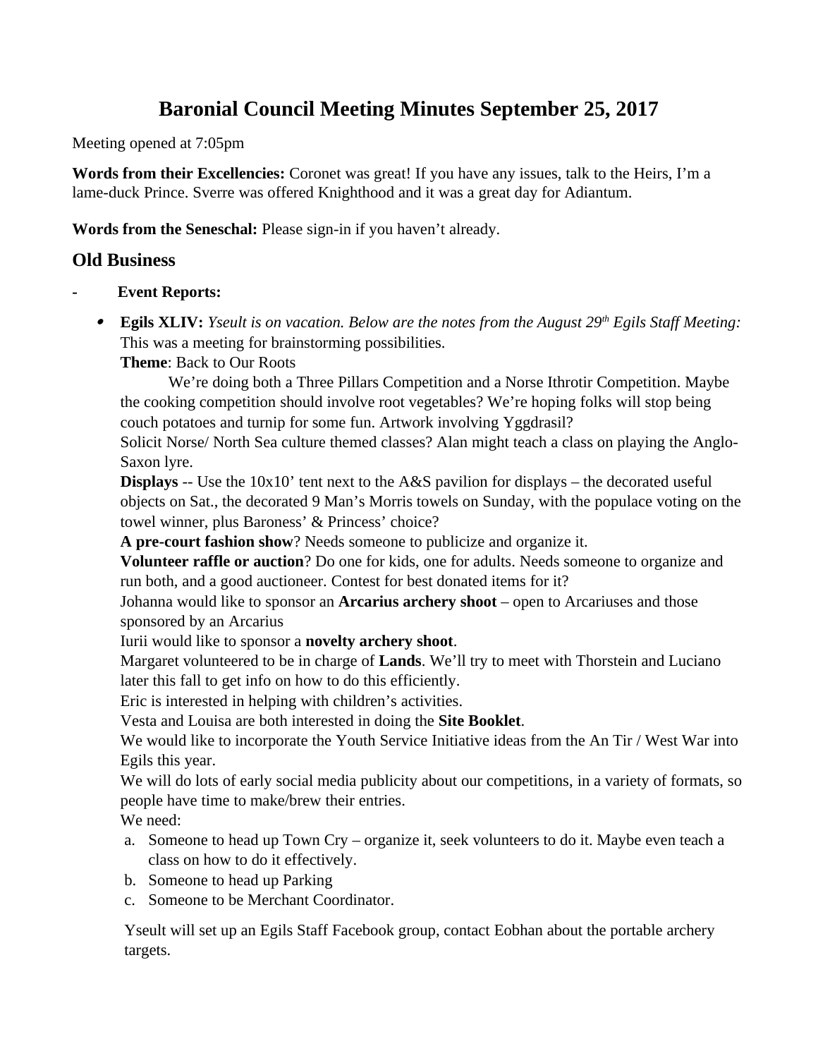# Baronial Council Meeting Minutes September 25, 2017

Meeting opened at 7:05pm

**Words from their Excellencies:** Coronet was great! If you have any issues, talk to the Heirs, I'm a lame-duck Prince. Sverre was offered Knighthood and it was a great day for Adiantum.

**Words from the Seneschal:** Please sign-in if you haven't already.

## Old Business

- **Event Reports:**

  - **Egils XLIV:** *Yseult is on vacation. Below are the notes from the August 29th Egils Staff Meeting:* This was a meeting for brainstorming possibilities.

    **Theme**: Back to Our Roots

    We're doing both a Three Pillars Competition and a Norse Ithrotir Competition. Maybe the cooking competition should involve root vegetables? We're hoping folks will stop being couch potatoes and turnip for some fun. Artwork involving Yggdrasil?

    Solicit Norse/ North Sea culture themed classes? Alan might teach a class on playing the Anglo-Saxon lyre.

    **Displays** -- Use the 10x10' tent next to the A&S pavilion for displays – the decorated useful objects on Sat., the decorated 9 Man's Morris towels on Sunday, with the populace voting on the towel winner, plus Baroness' & Princess' choice?

    **A pre-court fashion show**? Needs someone to publicize and organize it.

    **Volunteer raffle or auction**? Do one for kids, one for adults. Needs someone to organize and run both, and a good auctioneer. Contest for best donated items for it?

    Johanna would like to sponsor an **Arcarius archery shoot** – open to Arcariuses and those sponsored by an Arcarius

    Iurii would like to sponsor a **novelty archery shoot**.

    Margaret volunteered to be in charge of **Lands**. We'll try to meet with Thorstein and Luciano later this fall to get info on how to do this efficiently.

    Eric is interested in helping with children's activities.

    Vesta and Louisa are both interested in doing the **Site Booklet**.

    We would like to incorporate the Youth Service Initiative ideas from the An Tir / West War into Egils this year.

    We will do lots of early social media publicity about our competitions, in a variety of formats, so people have time to make/brew their entries.

    We need:

    a. Someone to head up Town Cry – organize it, seek volunteers to do it. Maybe even teach a class on how to do it effectively.
    b. Someone to head up Parking
    c. Someone to be Merchant Coordinator.

    Yseult will set up an Egils Staff Facebook group, contact Eobhan about the portable archery targets.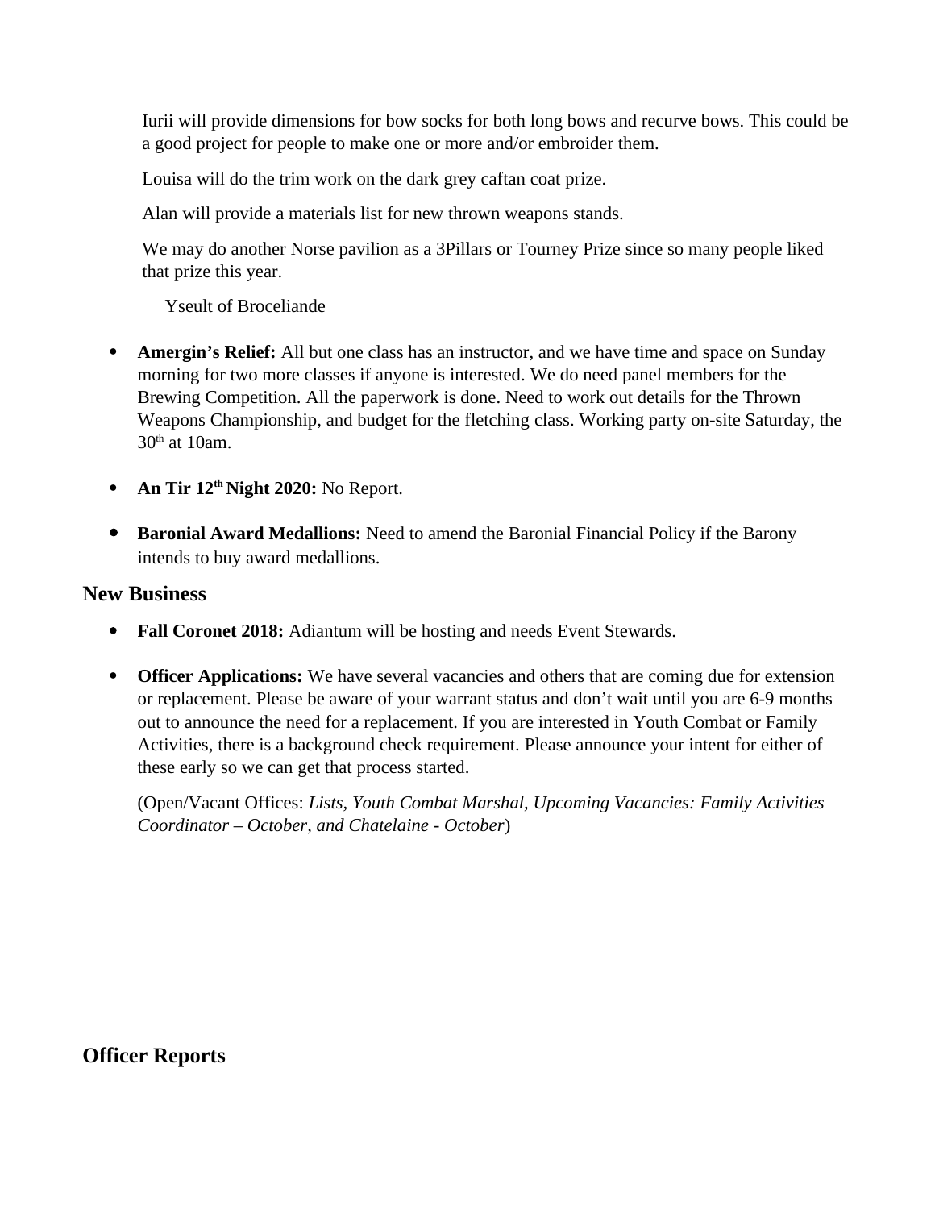Iurii will provide dimensions for bow socks for both long bows and recurve bows. This could be a good project for people to make one or more and/or embroider them.

Louisa will do the trim work on the dark grey caftan coat prize.

Alan will provide a materials list for new thrown weapons stands.

We may do another Norse pavilion as a 3Pillars or Tourney Prize since so many people liked that prize this year.

Yseult of Broceliande

- **Amergin's Relief:** All but one class has an instructor, and we have time and space on Sunday morning for two more classes if anyone is interested. We do need panel members for the Brewing Competition. All the paperwork is done. Need to work out details for the Thrown Weapons Championship, and budget for the fletching class. Working party on-site Saturday, the 30th at 10am.

- **An Tir 12th Night 2020:** No Report.

- **Baronial Award Medallions:** Need to amend the Baronial Financial Policy if the Barony intends to buy award medallions.

## New Business

- **Fall Coronet 2018:** Adiantum will be hosting and needs Event Stewards.

- **Officer Applications:** We have several vacancies and others that are coming due for extension or replacement. Please be aware of your warrant status and don't wait until you are 6-9 months out to announce the need for a replacement. If you are interested in Youth Combat or Family Activities, there is a background check requirement. Please announce your intent for either of these early so we can get that process started.

  (Open/Vacant Offices: *Lists, Youth Combat Marshal, Upcoming Vacancies: Family Activities Coordinator – October, and Chatelaine - October*)

## Officer Reports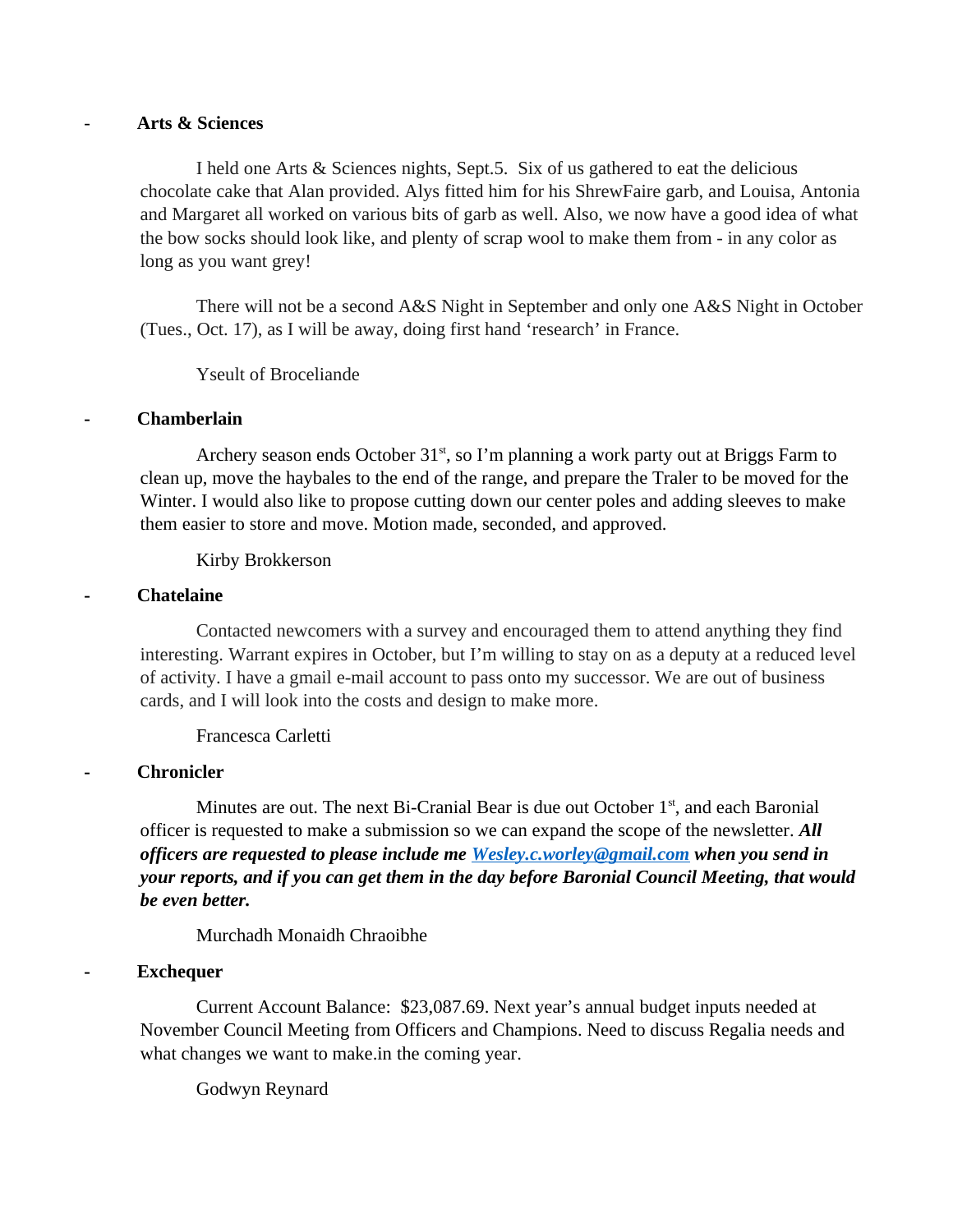- **Arts & Sciences**

I held one Arts & Sciences nights, Sept.5. Six of us gathered to eat the delicious chocolate cake that Alan provided. Alys fitted him for his ShrewFaire garb, and Louisa, Antonia and Margaret all worked on various bits of garb as well. Also, we now have a good idea of what the bow socks should look like, and plenty of scrap wool to make them from - in any color as long as you want grey!

There will not be a second A&S Night in September and only one A&S Night in October (Tues., Oct. 17), as I will be away, doing first hand 'research' in France.

Yseult of Broceliande

- **Chamberlain**

Archery season ends October 31st, so I'm planning a work party out at Briggs Farm to clean up, move the haybales to the end of the range, and prepare the Traler to be moved for the Winter. I would also like to propose cutting down our center poles and adding sleeves to make them easier to store and move. Motion made, seconded, and approved.

Kirby Brokkerson

- **Chatelaine**

Contacted newcomers with a survey and encouraged them to attend anything they find interesting. Warrant expires in October, but I'm willing to stay on as a deputy at a reduced level of activity. I have a gmail e-mail account to pass onto my successor. We are out of business cards, and I will look into the costs and design to make more.

Francesca Carletti

- **Chronicler**

Minutes are out. The next Bi-Cranial Bear is due out October 1st, and each Baronial officer is requested to make a submission so we can expand the scope of the newsletter. ***All officers are requested to please include me [Wesley.c.worley@gmail.com](mailto:Wesley.c.worley@gmail.com) when you send in your reports, and if you can get them in the day before Baronial Council Meeting, that would be even better.***

Murchadh Monaidh Chraoibhe

- **Exchequer**

Current Account Balance: $23,087.69. Next year's annual budget inputs needed at November Council Meeting from Officers and Champions. Need to discuss Regalia needs and what changes we want to make.in the coming year.

Godwyn Reynard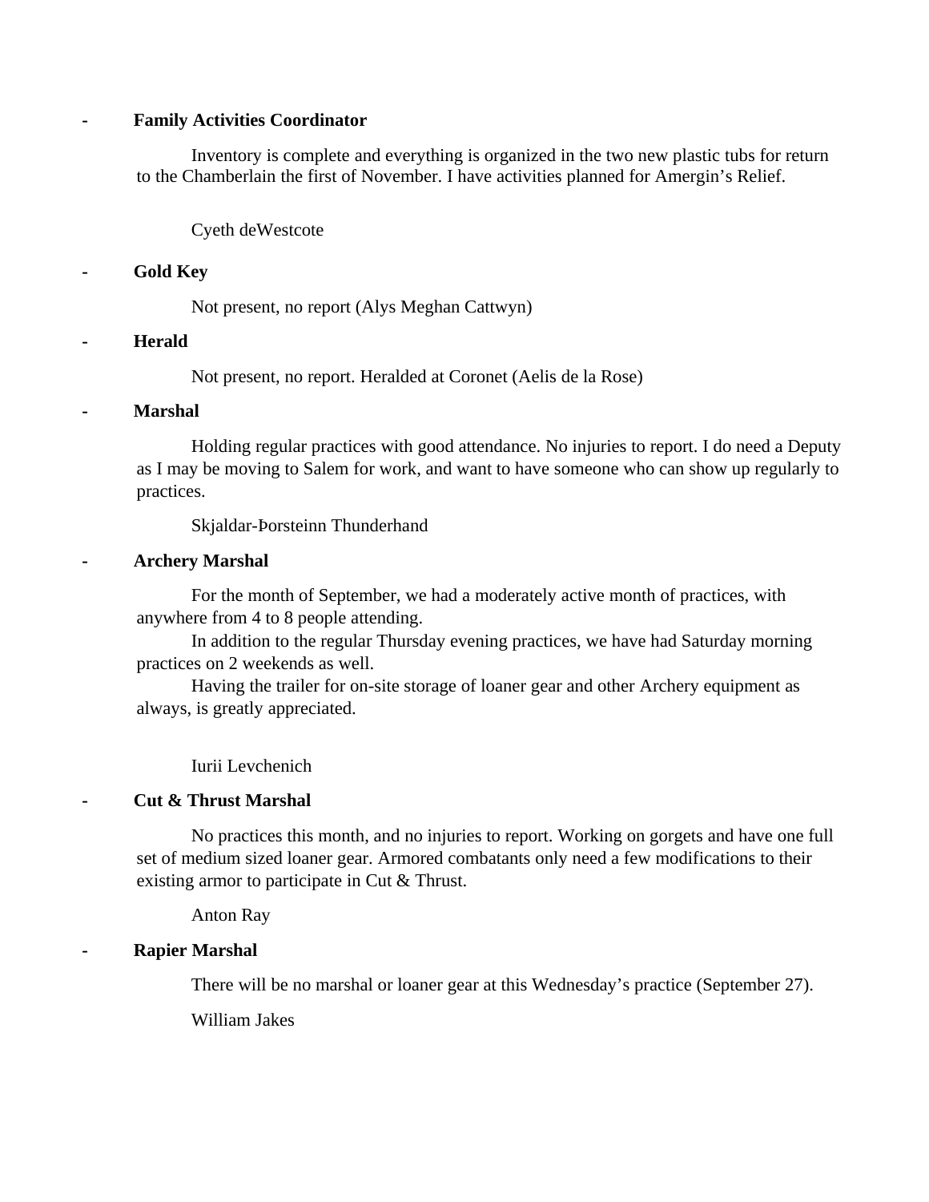- **Family Activities Coordinator**

  Inventory is complete and everything is organized in the two new plastic tubs for return to the Chamberlain the first of November. I have activities planned for Amergin's Relief.

  Cyeth deWestcote

- **Gold Key**

  Not present, no report (Alys Meghan Cattwyn)

- **Herald**

  Not present, no report. Heralded at Coronet (Aelis de la Rose)

- **Marshal**

  Holding regular practices with good attendance. No injuries to report. I do need a Deputy as I may be moving to Salem for work, and want to have someone who can show up regularly to practices.

  Skjaldar-Þorsteinn Thunderhand

- **Archery Marshal**

  For the month of September, we had a moderately active month of practices, with anywhere from 4 to 8 people attending.

  In addition to the regular Thursday evening practices, we have had Saturday morning practices on 2 weekends as well.

  Having the trailer for on-site storage of loaner gear and other Archery equipment as always, is greatly appreciated.

  Iurii Levchenich

- **Cut & Thrust Marshal**

  No practices this month, and no injuries to report. Working on gorgets and have one full set of medium sized loaner gear. Armored combatants only need a few modifications to their existing armor to participate in Cut & Thrust.

  Anton Ray

- **Rapier Marshal**

  There will be no marshal or loaner gear at this Wednesday's practice (September 27).

  William Jakes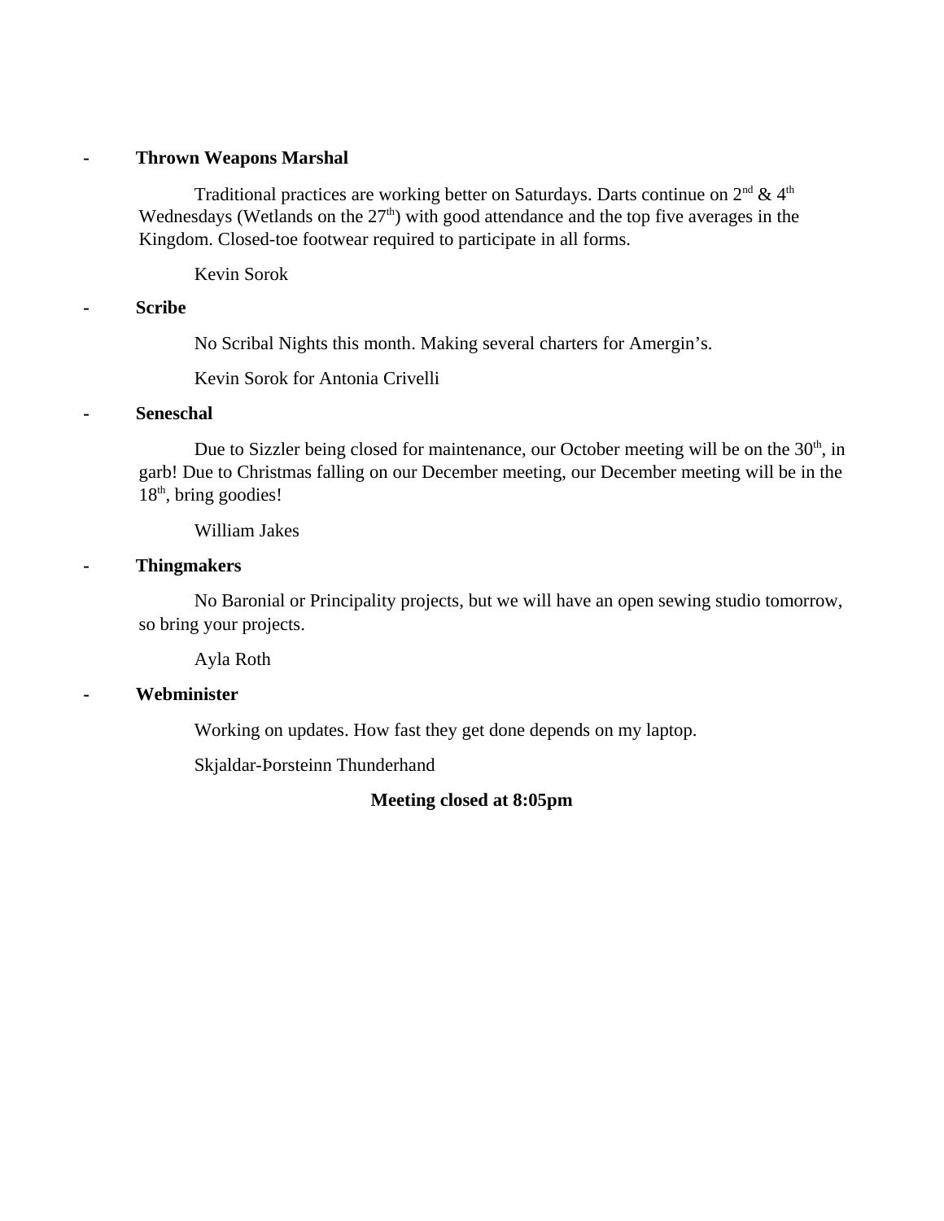- **Thrown Weapons Marshal**

  Traditional practices are working better on Saturdays. Darts continue on 2nd & 4th Wednesdays (Wetlands on the 27th) with good attendance and the top five averages in the Kingdom. Closed-toe footwear required to participate in all forms.

  Kevin Sorok

- **Scribe**

  No Scribal Nights this month. Making several charters for Amergin's.

  Kevin Sorok for Antonia Crivelli

- **Seneschal**

  Due to Sizzler being closed for maintenance, our October meeting will be on the 30th, in garb! Due to Christmas falling on our December meeting, our December meeting will be in the 18th, bring goodies!

  William Jakes

- **Thingmakers**

  No Baronial or Principality projects, but we will have an open sewing studio tomorrow, so bring your projects.

  Ayla Roth

- **Webminister**

  Working on updates. How fast they get done depends on my laptop.

  Skjaldar-Þorsteinn Thunderhand

**Meeting closed at 8:05pm**